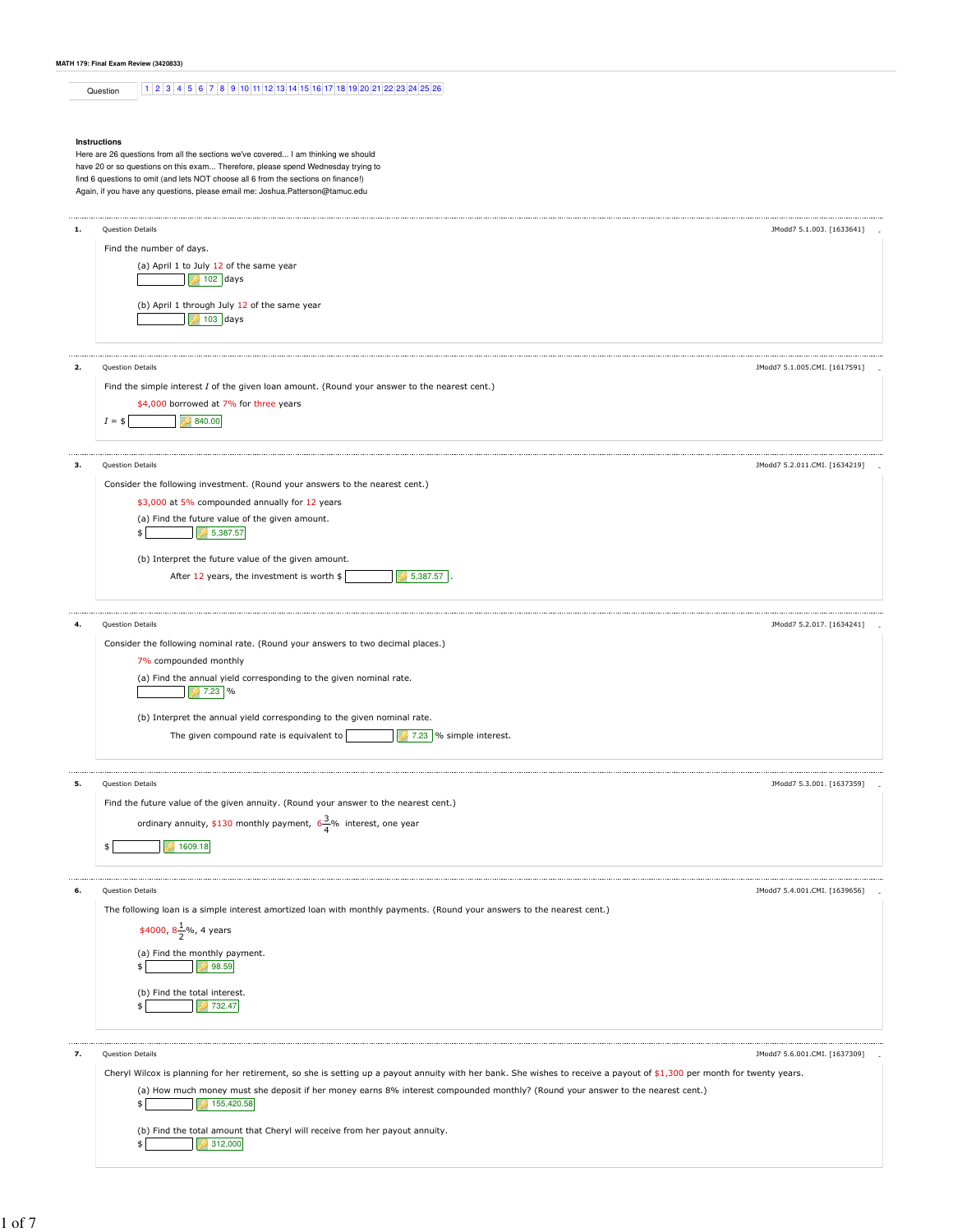**MATH 179: Final Exam Review (3420833)**

Question | 1 | 2 | 3 | 4 | 5 | 6 | 7 | 8 | 9 | 10 | 11 | 12 | 13 | 14 | 15 | 16 | 17 | 18 | 19 | 20 | 21 | 22 | 23 | 24 | 25 | 26

### Instructions

Here are 26 questions from all the sections we've covered... I am thinking we should have 20 or so questions on this exam... Therefore, please spend Wednesday trying to find 6 questions to omit (and lets NOT choose all 6 from the sections on finance!) Again, if you have any questions, please email me: Joshua.Patterson@tamuc.edu

---

**1.** Question Details — JModd7 5.1.003. [1633641]

Find the number of days.

(a) April 1 to July 12 of the same year

[ ] 102 days

(b) April 1 through July 12 of the same year

[ ] 103 days

---

**2.** Question Details — JModd7 5.1.005.CMI. [1617591]

Find the simple interest $I$ of the given loan amount. (Round your answer to the nearest cent.)

$4,000 borrowed at 7% for three years

$I$ = $ [ ] 840.00

---

**3.** Question Details — JModd7 5.2.011.CMI. [1634219]

Consider the following investment. (Round your answers to the nearest cent.)

$3,000 at 5% compounded annually for 12 years

(a) Find the future value of the given amount.

$ [ ] 5,387.57

(b) Interpret the future value of the given amount.

After 12 years, the investment is worth $ [ ] 5,387.57 .

---

**4.** Question Details — JModd7 5.2.017. [1634241]

Consider the following nominal rate. (Round your answers to two decimal places.)

7% compounded monthly

(a) Find the annual yield corresponding to the given nominal rate.

[ ] 7.23 %

(b) Interpret the annual yield corresponding to the given nominal rate.

The given compound rate is equivalent to [ ] 7.23 % simple interest.

---

**5.** Question Details — JModd7 5.3.001. [1637359]

Find the future value of the given annuity. (Round your answer to the nearest cent.)

ordinary annuity, $130 monthly payment, $6\frac{3}{4}$% interest, one year

$ [ ] 1609.18

---

**6.** Question Details — JModd7 5.4.001.CMI. [1639656]

The following loan is a simple interest amortized loan with monthly payments. (Round your answers to the nearest cent.)

$4000, $8\frac{1}{2}$%, 4 years

(a) Find the monthly payment.

$ [ ] 98.59

(b) Find the total interest.

$ [ ] 732.47

---

**7.** Question Details — JModd7 5.6.001.CMI. [1637309]

Cheryl Wilcox is planning for her retirement, so she is setting up a payout annuity with her bank. She wishes to receive a payout of $1,300 per month for twenty years.

(a) How much money must she deposit if her money earns 8% interest compounded monthly? (Round your answer to the nearest cent.)

$ [ ] 155,420.58

(b) Find the total amount that Cheryl will receive from her payout annuity.

$ [ ] 312,000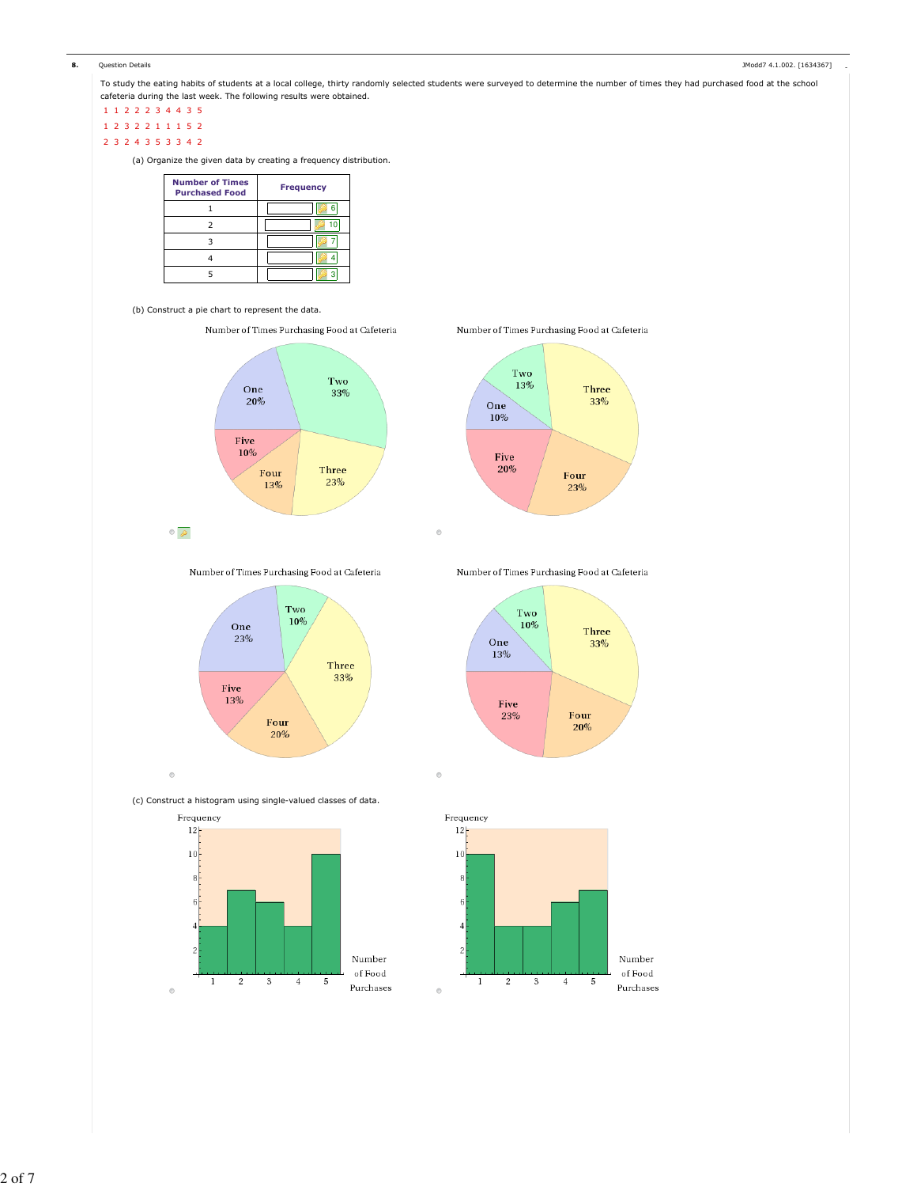**8.** Question Details JModd7 4.1.002. [1634367]

To study the eating habits of students at a local college, thirty randomly selected students were surveyed to determine the number of times they had purchased food at the school cafeteria during the last week. The following results were obtained.

1 1 2 2 2 3 4 4 3 5

1 2 3 2 2 1 1 1 5 2

2 3 2 4 3 5 3 3 4 2

(a) Organize the given data by creating a frequency distribution.

| Number of Times Purchased Food | Frequency |
|---|---|
| 1 | 6 |
| 2 | 10 |
| 3 | 7 |
| 4 | 4 |
| 5 | 3 |

(b) Construct a pie chart to represent the data.

Number of Times Purchasing Food at Cafeteria — One 20%, Two 33%, Three 23%, Four 13%, Five 10%

Number of Times Purchasing Food at Cafeteria — One 10%, Two 13%, Three 33%, Four 23%, Five 20%

Number of Times Purchasing Food at Cafeteria — One 23%, Two 10%, Three 33%, Four 20%, Five 13%

Number of Times Purchasing Food at Cafeteria — One 13%, Two 10%, Three 33%, Four 20%, Five 23%

(c) Construct a histogram using single-valued classes of data.

Frequency vs. Number of Food Purchases — 1: 4, 2: 7, 3: 6, 4: 4, 5: 10

Frequency vs. Number of Food Purchases — 1: 10, 2: 4, 3: 4, 4: 6, 5: 7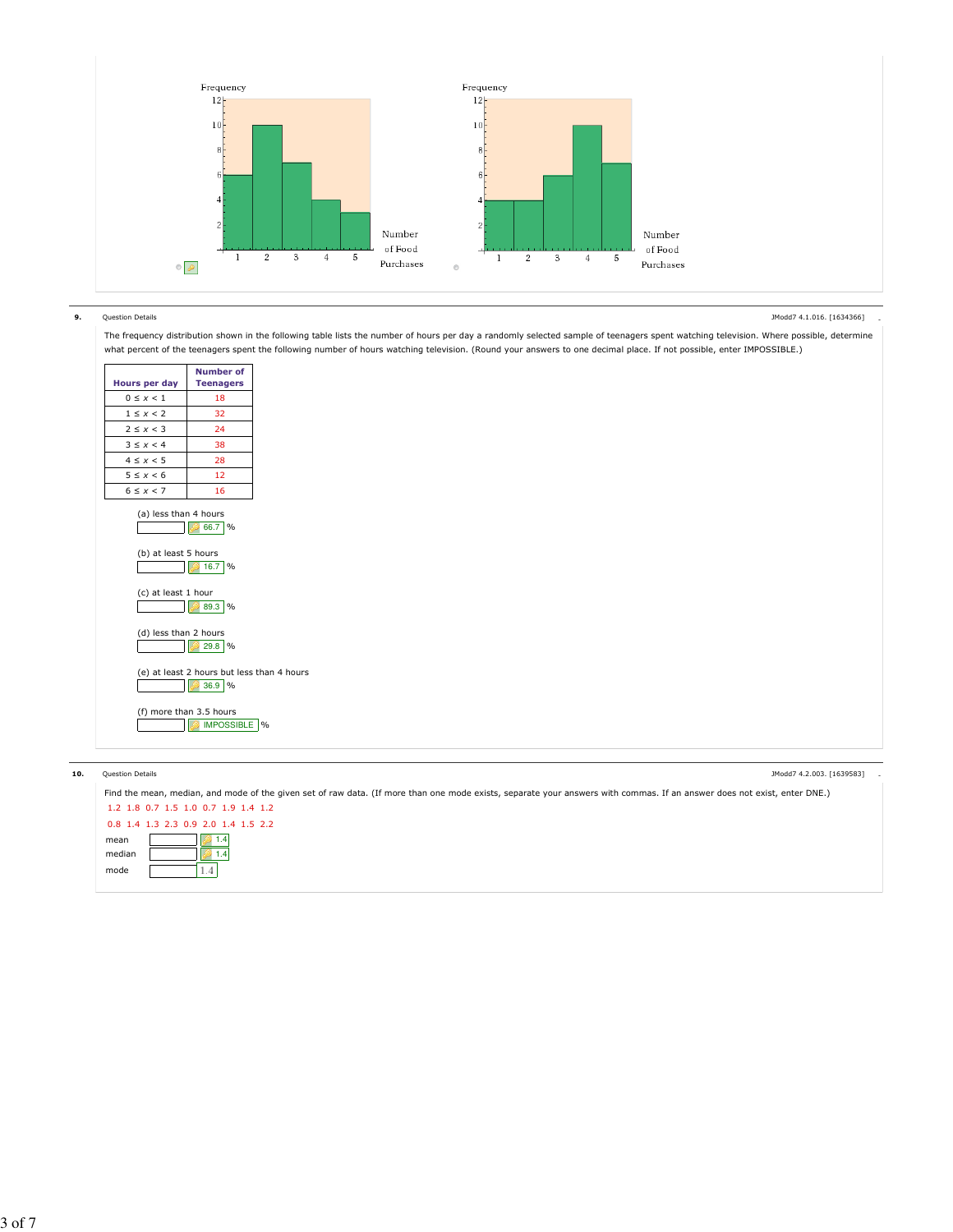Frequency

12
10
8
6
4
2

1 2 3 4 5

Number of Food Purchases

Frequency

12
10
8
6
4
2

1 2 3 4 5

Number of Food Purchases

**9.** Question Details JModd7 4.1.016. [1634366]

The frequency distribution shown in the following table lists the number of hours per day a randomly selected sample of teenagers spent watching television. Where possible, determine what percent of the teenagers spent the following number of hours watching television. (Round your answers to one decimal place. If not possible, enter IMPOSSIBLE.)

| Hours per day | Number of Teenagers |
|---|---|
| $0 \le x < 1$ | 18 |
| $1 \le x < 2$ | 32 |
| $2 \le x < 3$ | 24 |
| $3 \le x < 4$ | 38 |
| $4 \le x < 5$ | 28 |
| $5 \le x < 6$ | 12 |
| $6 \le x < 7$ | 16 |

(a) less than 4 hours
66.7 %

(b) at least 5 hours
16.7 %

(c) at least 1 hour
89.3 %

(d) less than 2 hours
29.8 %

(e) at least 2 hours but less than 4 hours
36.9 %

(f) more than 3.5 hours
IMPOSSIBLE %

**10.** Question Details JModd7 4.2.003. [1639583]

Find the mean, median, and mode of the given set of raw data. (If more than one mode exists, separate your answers with commas. If an answer does not exist, enter DNE.)

1.2 1.8 0.7 1.5 1.0 0.7 1.9 1.4 1.2

0.8 1.4 1.3 2.3 0.9 2.0 1.4 1.5 2.2

mean 1.4

median 1.4

mode 1.4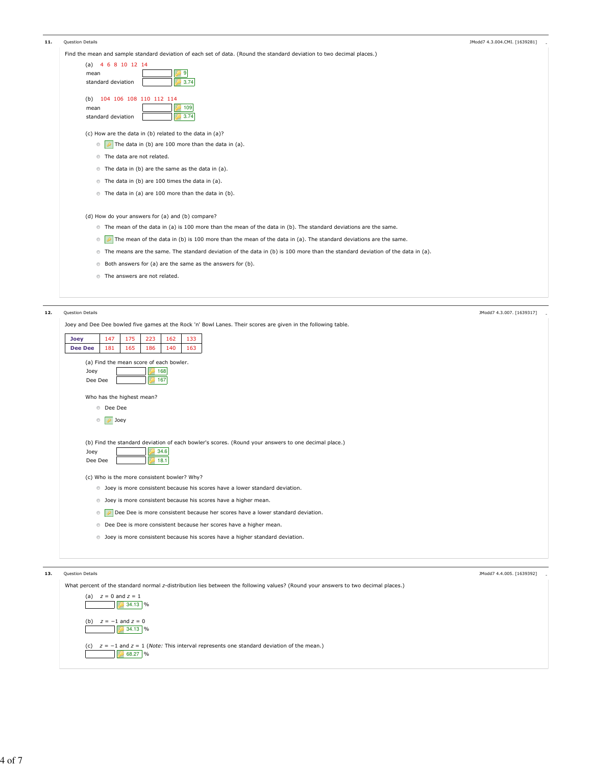**11.** Question Details — JModd7 4.3.004.CMI. [1639281]

Find the mean and sample standard deviation of each set of data. (Round the standard deviation to two decimal places.)

(a) 4 6 8 10 12 14

mean [ ] 9

standard deviation [ ] 3.74

(b) 104 106 108 110 112 114

mean [ ] 109

standard deviation [ ] 3.74

(c) How are the data in (b) related to the data in (a)?

- The data in (b) are 100 more than the data in (a).
- The data are not related.
- The data in (b) are the same as the data in (a).
- The data in (b) are 100 times the data in (a).
- The data in (a) are 100 more than the data in (b).

(d) How do your answers for (a) and (b) compare?

- The mean of the data in (a) is 100 more than the mean of the data in (b). The standard deviations are the same.
- The mean of the data in (b) is 100 more than the mean of the data in (a). The standard deviations are the same.
- The means are the same. The standard deviation of the data in (b) is 100 more than the standard deviation of the data in (a).
- Both answers for (a) are the same as the answers for (b).
- The answers are not related.

**12.** Question Details — JModd7 4.3.007. [1639317]

Joey and Dee Dee bowled five games at the Rock 'n' Bowl Lanes. Their scores are given in the following table.

| **Joey** | 147 | 175 | 223 | 162 | 133 |
|---|---|---|---|---|---|
| **Dee Dee** | 181 | 165 | 186 | 140 | 163 |

(a) Find the mean score of each bowler.

Joey [ ] 168

Dee Dee [ ] 167

Who has the highest mean?

- Dee Dee
- Joey

(b) Find the standard deviation of each bowler's scores. (Round your answers to one decimal place.)

Joey [ ] 34.6

Dee Dee [ ] 18.1

(c) Who is the more consistent bowler? Why?

- Joey is more consistent because his scores have a lower standard deviation.
- Joey is more consistent because his scores have a higher mean.
- Dee Dee is more consistent because her scores have a lower standard deviation.
- Dee Dee is more consistent because her scores have a higher mean.
- Joey is more consistent because his scores have a higher standard deviation.

**13.** Question Details — JModd7 4.4.005. [1639392]

What percent of the standard normal $z$-distribution lies between the following values? (Round your answers to two decimal places.)

(a) $z = 0$ and $z = 1$

[ ] 34.13 %

(b) $z = -1$ and $z = 0$

[ ] 34.13 %

(c) $z = -1$ and $z = 1$ (*Note:* This interval represents one standard deviation of the mean.)

[ ] 68.27 %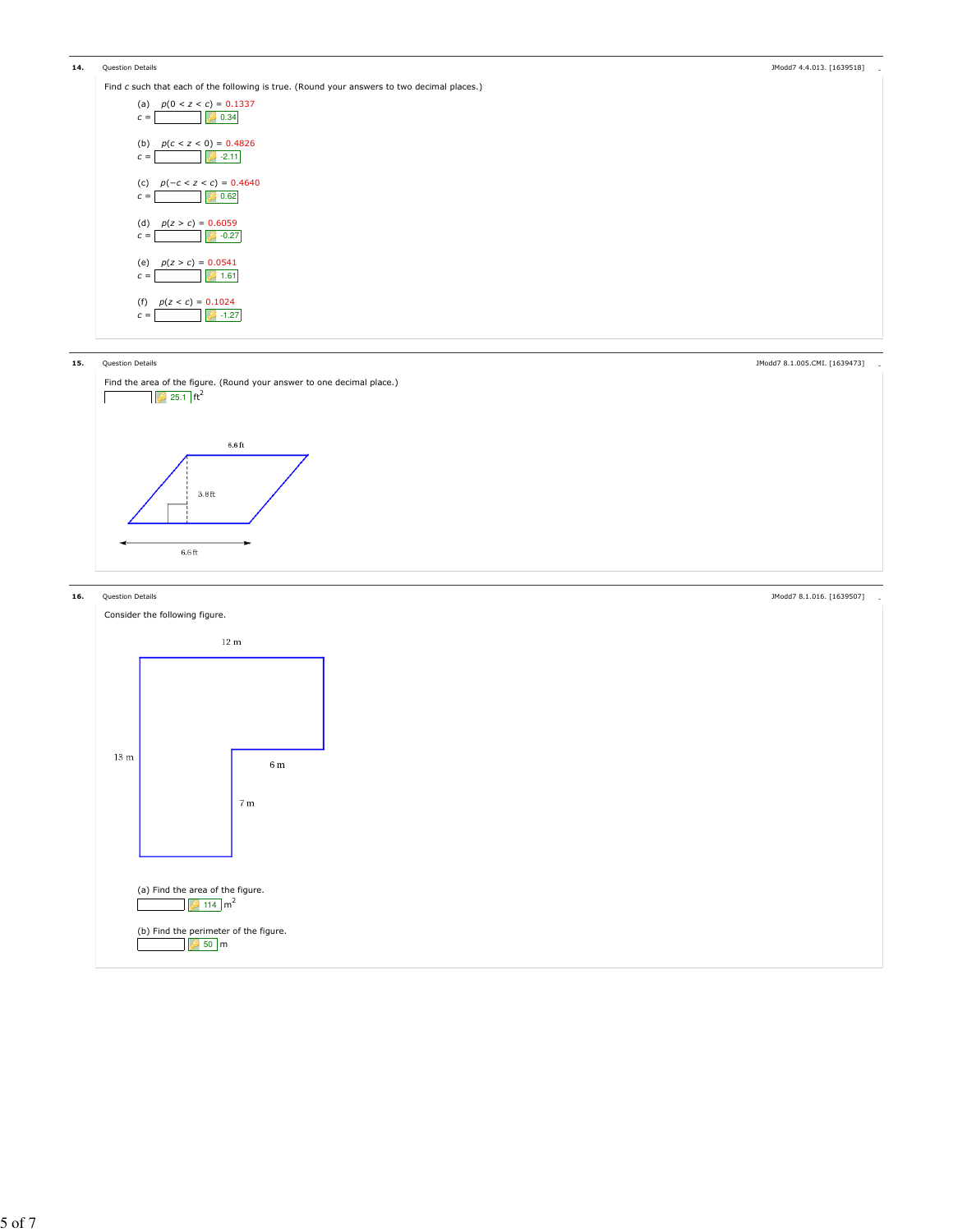**14.** Question Details JModd7 4.4.013. [1639518]

Find $c$ such that each of the following is true. (Round your answers to two decimal places.)

(a) $p(0 < z < c) = 0.1337$
$c$ = 0.34

(b) $p(c < z < 0) = 0.4826$
$c$ = -2.11

(c) $p(-c < z < c) = 0.4640$
$c$ = 0.62

(d) $p(z > c) = 0.6059$
$c$ = -0.27

(e) $p(z > c) = 0.0541$
$c$ = 1.61

(f) $p(z < c) = 0.1024$
$c$ = -1.27

**15.** Question Details JModd7 8.1.005.CMI. [1639473]

Find the area of the figure. (Round your answer to one decimal place.)

25.1 ft$^2$

6.6 ft

3.8 ft

6.6 ft

**16.** Question Details JModd7 8.1.016. [1639507]

Consider the following figure.

12 m

13 m

6 m

7 m

(a) Find the area of the figure.

114 m$^2$

(b) Find the perimeter of the figure.

50 m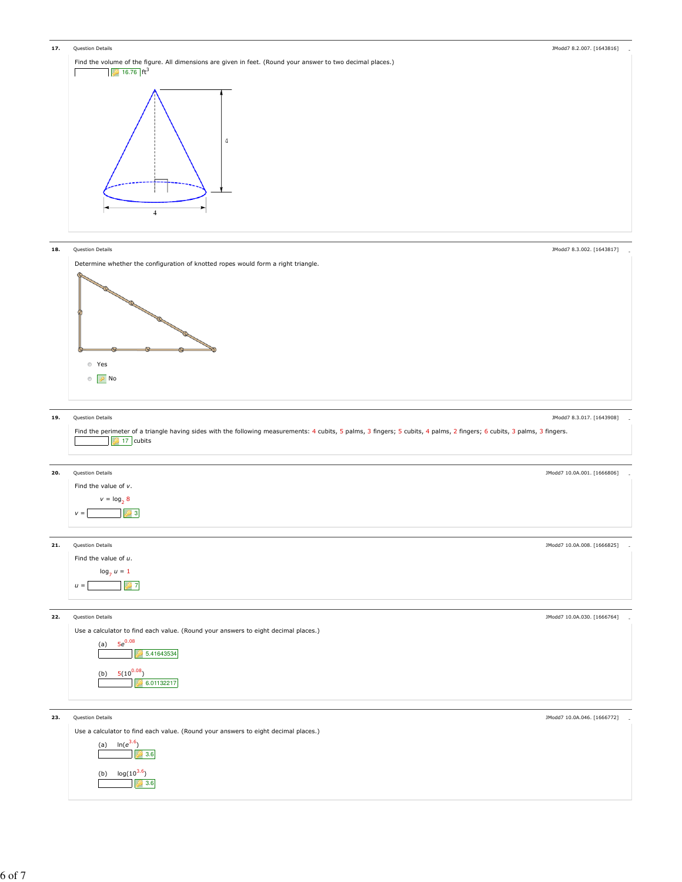**17.** Question Details JModd7 8.2.007. [1643816]

Find the volume of the figure. All dimensions are given in feet. (Round your answer to two decimal places.)

16.76 $ft^3$

4

4

**18.** Question Details JModd7 8.3.002. [1643817]

Determine whether the configuration of knotted ropes would form a right triangle.

- Yes
- No

**19.** Question Details JModd7 8.3.017. [1643908]

Find the perimeter of a triangle having sides with the following measurements: 4 cubits, 5 palms, 3 fingers; 5 cubits, 4 palms, 2 fingers; 6 cubits, 3 palms, 3 fingers.

17 cubits

**20.** Question Details JModd7 10.0A.001. [1666806]

Find the value of $v$.

$v = \log_2 8$

$v =$ 3

**21.** Question Details JModd7 10.0A.008. [1666825]

Find the value of $u$.

$\log_7 u = 1$

$u =$ 7

**22.** Question Details JModd7 10.0A.030. [1666764]

Use a calculator to find each value. (Round your answers to eight decimal places.)

(a) $5e^{0.08}$

5.41643534

(b) $5(10^{0.08})$

6.01132217

**23.** Question Details JModd7 10.0A.046. [1666772]

Use a calculator to find each value. (Round your answers to eight decimal places.)

(a) $\ln(e^{3.6})$

3.6

(b) $\log(10^{3.6})$

3.6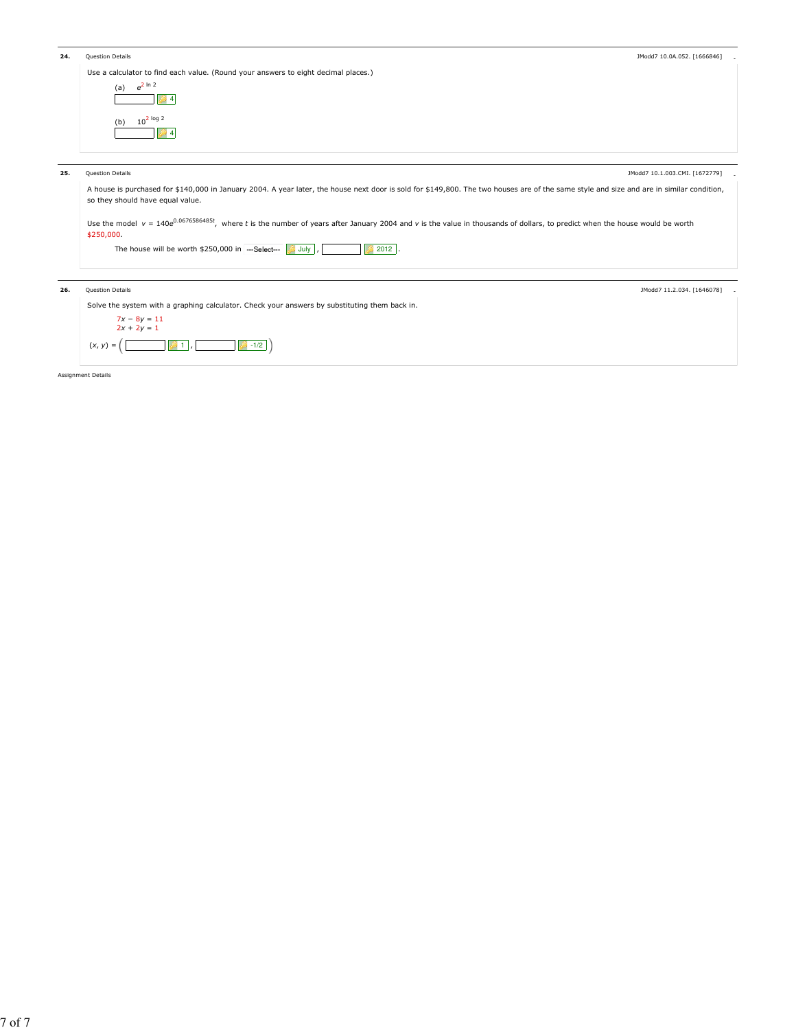**24.** Question Details — JModd7 10.0A.052. [1666846]

Use a calculator to find each value. (Round your answers to eight decimal places.)

(a) $e^{2 \ln 2}$

4

(b) $10^{2 \log 2}$

4

**25.** Question Details — JModd7 10.1.003.CMI. [1672779]

A house is purchased for $140,000 in January 2004. A year later, the house next door is sold for $149,800. The two houses are of the same style and size and are in similar condition, so they should have equal value.

Use the model $v = 140e^{0.0676586485t}$, where $t$ is the number of years after January 2004 and $v$ is the value in thousands of dollars, to predict when the house would be worth $250,000.

The house will be worth $250,000 in ---Select--- July , 2012 .

**26.** Question Details — JModd7 11.2.034. [1646078]

Solve the system with a graphing calculator. Check your answers by substituting them back in.

$$7x - 8y = 11$$
$$2x + 2y = 1$$

$(x, y) = ($ 1 , -1/2 $)$

Assignment Details